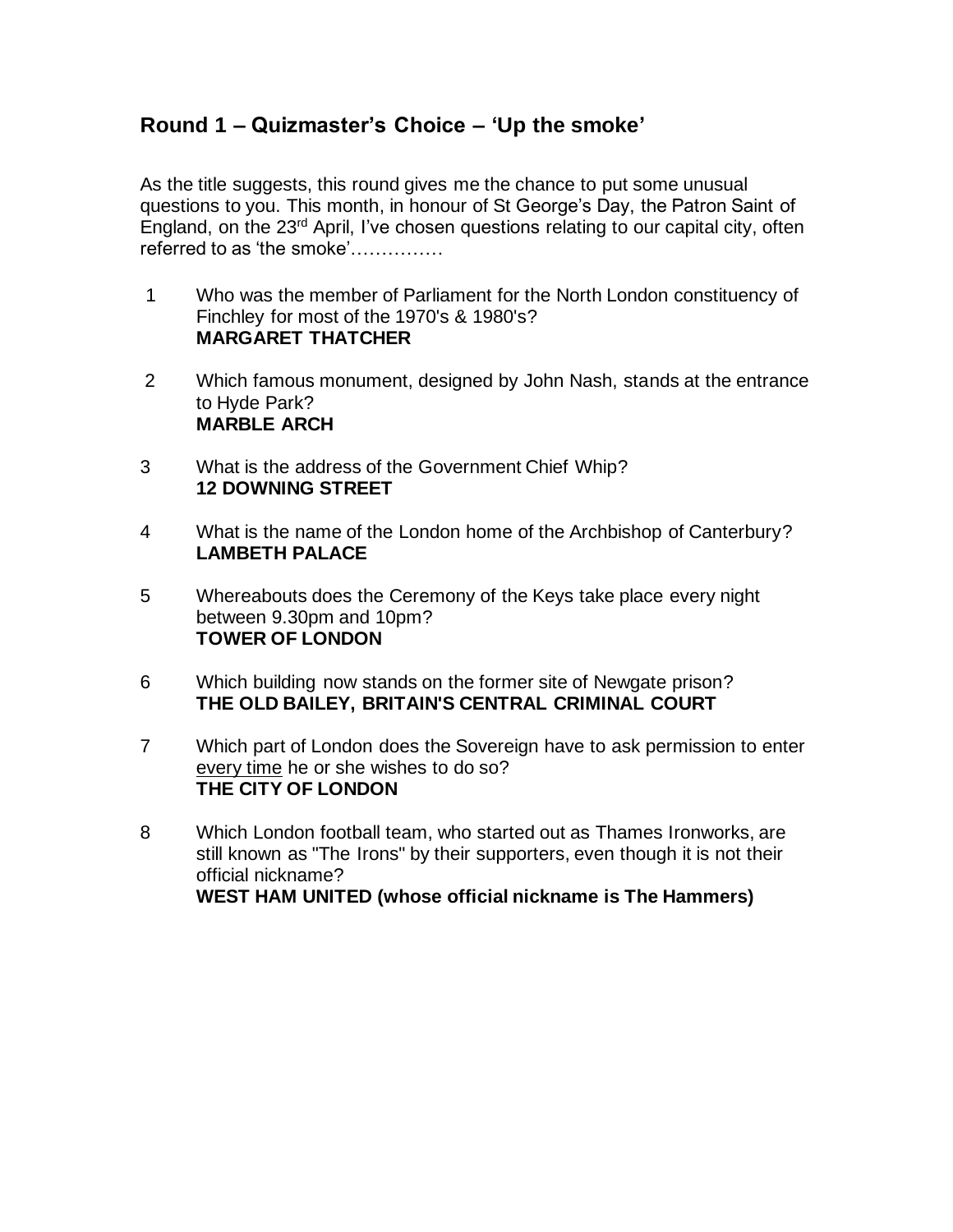## Round 1 – Quizmaster's Choice – 'Up the smoke'

As the title suggests, this round gives me the chance to put some unusual questions to you. This month, in honour of St George's Day, the Patron Saint of England, on the 23rd April, I've chosen questions relating to our capital city, often referred to as 'the smoke'……………

1. Who was the member of Parliament for the North London constituency of Finchley for most of the 1970's & 1980's?
   **MARGARET THATCHER**

2. Which famous monument, designed by John Nash, stands at the entrance to Hyde Park?
   **MARBLE ARCH**

3. What is the address of the Government Chief Whip?
   **12 DOWNING STREET**

4. What is the name of the London home of the Archbishop of Canterbury?
   **LAMBETH PALACE**

5. Whereabouts does the Ceremony of the Keys take place every night between 9.30pm and 10pm?
   **TOWER OF LONDON**

6. Which building now stands on the former site of Newgate prison?
   **THE OLD BAILEY, BRITAIN'S CENTRAL CRIMINAL COURT**

7. Which part of London does the Sovereign have to ask permission to enter every time he or she wishes to do so?
   **THE CITY OF LONDON**

8. Which London football team, who started out as Thames Ironworks, are still known as "The Irons" by their supporters, even though it is not their official nickname?
   **WEST HAM UNITED (whose official nickname is The Hammers)**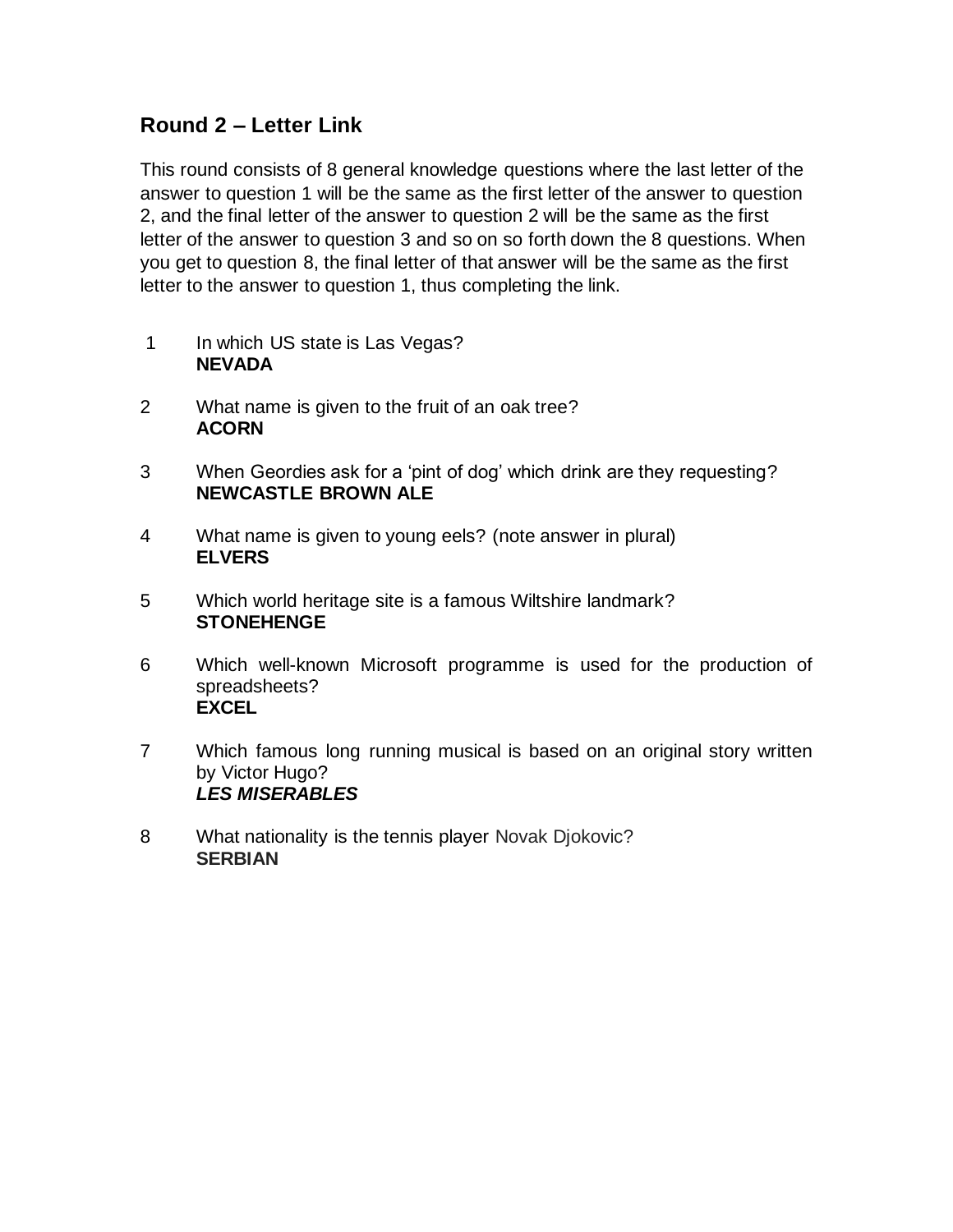## Round 2 – Letter Link

This round consists of 8 general knowledge questions where the last letter of the answer to question 1 will be the same as the first letter of the answer to question 2, and the final letter of the answer to question 2 will be the same as the first letter of the answer to question 3 and so on so forth down the 8 questions. When you get to question 8, the final letter of that answer will be the same as the first letter to the answer to question 1, thus completing the link.

1. In which US state is Las Vegas?
   **NEVADA**

2. What name is given to the fruit of an oak tree?
   **ACORN**

3. When Geordies ask for a 'pint of dog' which drink are they requesting?
   **NEWCASTLE BROWN ALE**

4. What name is given to young eels? (note answer in plural)
   **ELVERS**

5. Which world heritage site is a famous Wiltshire landmark?
   **STONEHENGE**

6. Which well-known Microsoft programme is used for the production of spreadsheets?
   **EXCEL**

7. Which famous long running musical is based on an original story written by Victor Hugo?
   ***LES MISERABLES***

8. What nationality is the tennis player Novak Djokovic?
   **SERBIAN**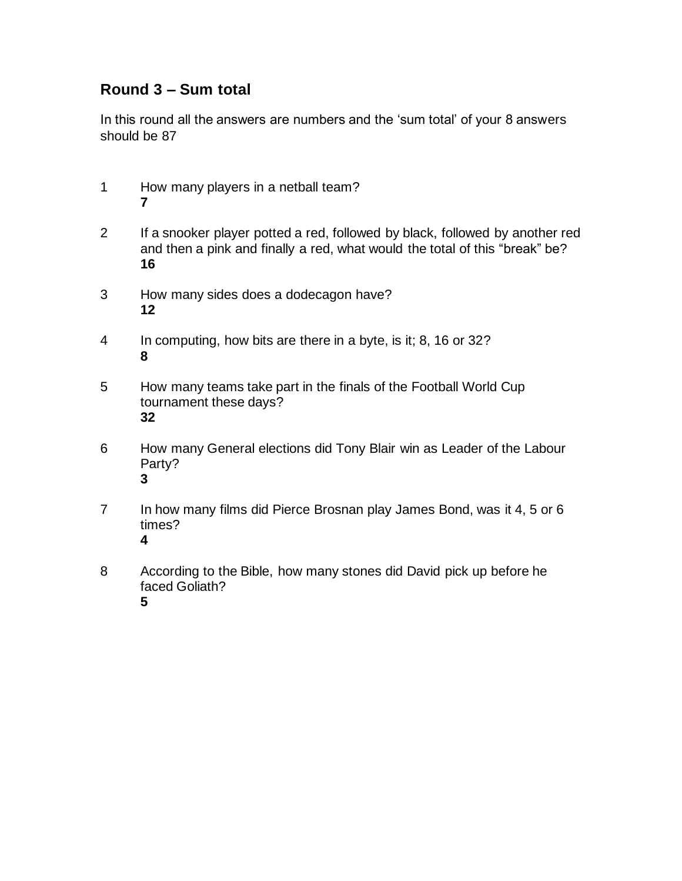## Round 3 – Sum total

In this round all the answers are numbers and the 'sum total' of your 8 answers should be 87

1. How many players in a netball team?
   **7**

2. If a snooker player potted a red, followed by black, followed by another red and then a pink and finally a red, what would the total of this "break" be?
   **16**

3. How many sides does a dodecagon have?
   **12**

4. In computing, how bits are there in a byte, is it; 8, 16 or 32?
   **8**

5. How many teams take part in the finals of the Football World Cup tournament these days?
   **32**

6. How many General elections did Tony Blair win as Leader of the Labour Party?
   **3**

7. In how many films did Pierce Brosnan play James Bond, was it 4, 5 or 6 times?
   **4**

8. According to the Bible, how many stones did David pick up before he faced Goliath?
   **5**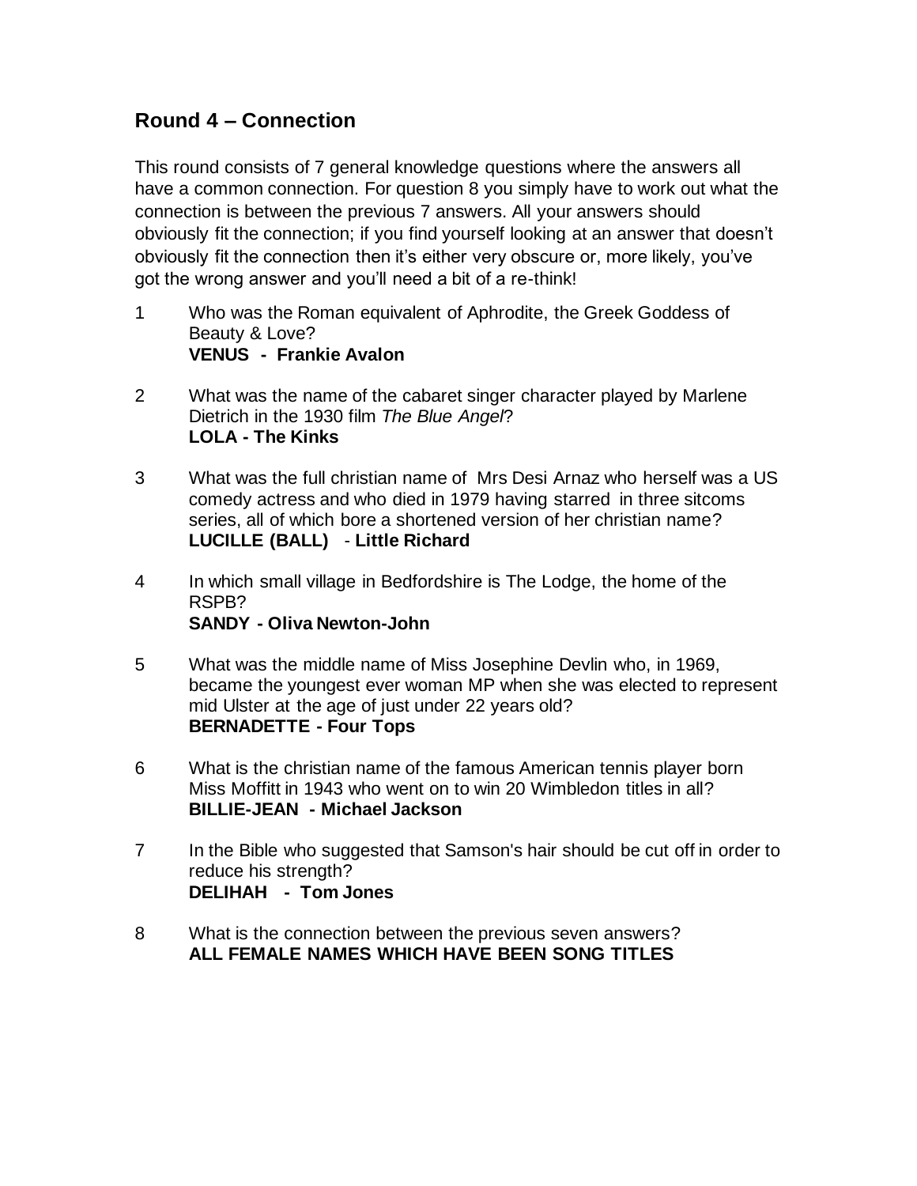## Round 4 – Connection

This round consists of 7 general knowledge questions where the answers all have a common connection. For question 8 you simply have to work out what the connection is between the previous 7 answers. All your answers should obviously fit the connection; if you find yourself looking at an answer that doesn't obviously fit the connection then it's either very obscure or, more likely, you've got the wrong answer and you'll need a bit of a re-think!

1. Who was the Roman equivalent of Aphrodite, the Greek Goddess of Beauty & Love?
   **VENUS - Frankie Avalon**

2. What was the name of the cabaret singer character played by Marlene Dietrich in the 1930 film *The Blue Angel*?
   **LOLA - The Kinks**

3. What was the full christian name of Mrs Desi Arnaz who herself was a US comedy actress and who died in 1979 having starred in three sitcoms series, all of which bore a shortened version of her christian name?
   **LUCILLE (BALL) - Little Richard**

4. In which small village in Bedfordshire is The Lodge, the home of the RSPB?
   **SANDY - Oliva Newton-John**

5. What was the middle name of Miss Josephine Devlin who, in 1969, became the youngest ever woman MP when she was elected to represent mid Ulster at the age of just under 22 years old?
   **BERNADETTE - Four Tops**

6. What is the christian name of the famous American tennis player born Miss Moffitt in 1943 who went on to win 20 Wimbledon titles in all?
   **BILLIE-JEAN - Michael Jackson**

7. In the Bible who suggested that Samson's hair should be cut off in order to reduce his strength?
   **DELIHAH - Tom Jones**

8. What is the connection between the previous seven answers?
   **ALL FEMALE NAMES WHICH HAVE BEEN SONG TITLES**